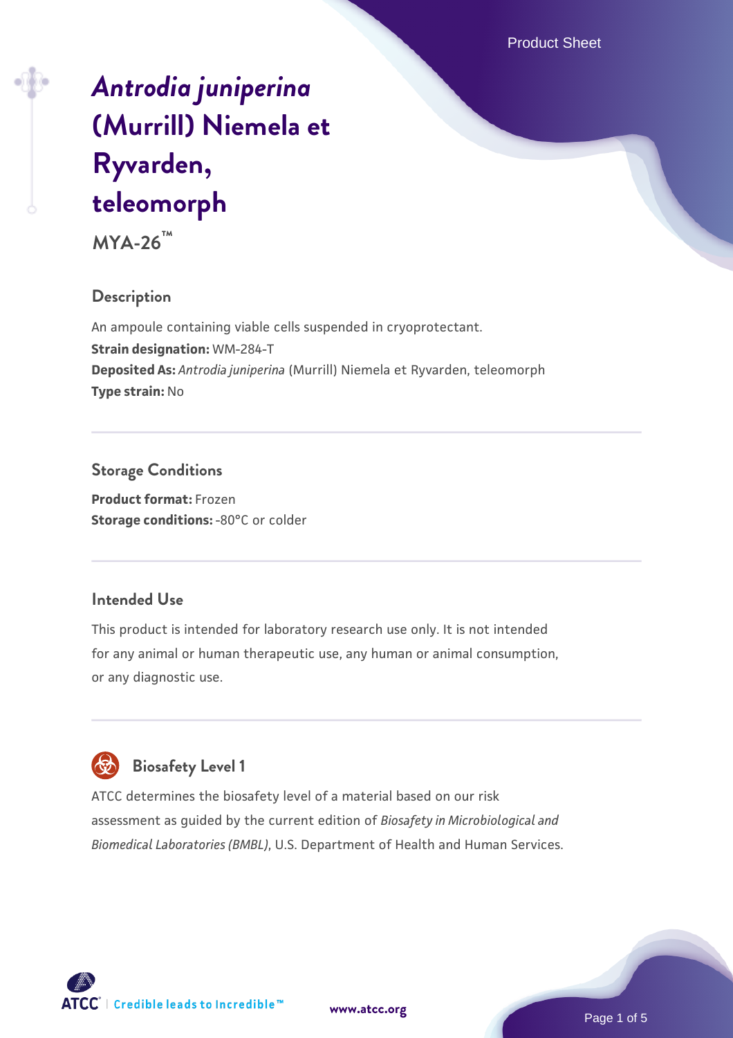# *Antrodia juniperina* (Murrill) Niemela et Ryvarden, teleomorph

**MYA-26™**

## Description

An ampoule containing viable cells suspended in cryoprotectant.

**Strain designation:** WM-284-T

**Deposited As:** *Antrodia juniperina* (Murrill) Niemela et Ryvarden, teleomorph

**Type strain:** No

## Storage Conditions

**Product format:** Frozen

**Storage conditions:** -80°C or colder

## Intended Use

This product is intended for laboratory research use only. It is not intended for any animal or human therapeutic use, any human or animal consumption, or any diagnostic use.

## Biosafety Level 1

ATCC determines the biosafety level of a material based on our risk assessment as guided by the current edition of *Biosafety in Microbiological and Biomedical Laboratories (BMBL)*, U.S. Department of Health and Human Services.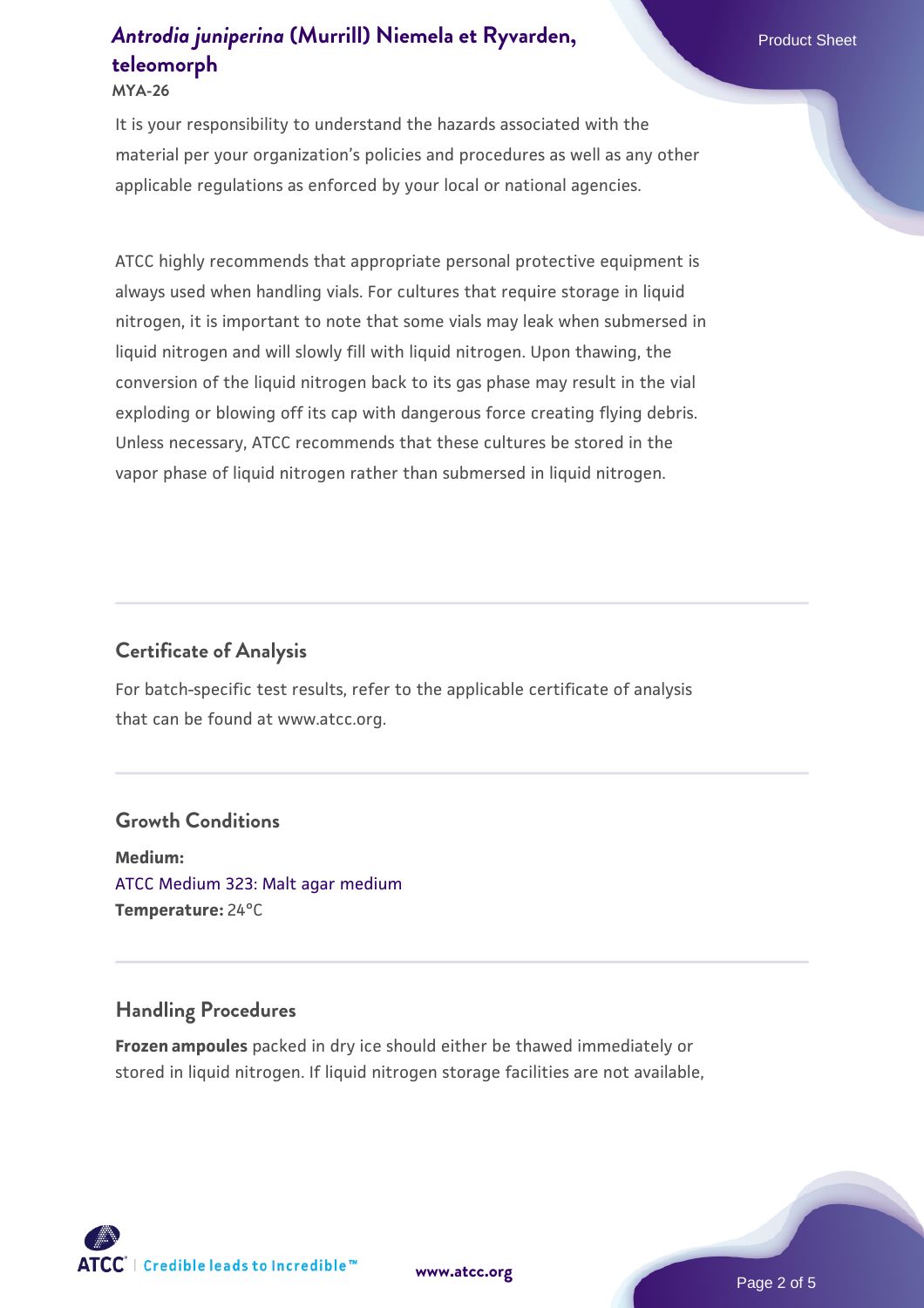It is your responsibility to understand the hazards associated with the material per your organization's policies and procedures as well as any other applicable regulations as enforced by your local or national agencies.

ATCC highly recommends that appropriate personal protective equipment is always used when handling vials. For cultures that require storage in liquid nitrogen, it is important to note that some vials may leak when submersed in liquid nitrogen and will slowly fill with liquid nitrogen. Upon thawing, the conversion of the liquid nitrogen back to its gas phase may result in the vial exploding or blowing off its cap with dangerous force creating flying debris. Unless necessary, ATCC recommends that these cultures be stored in the vapor phase of liquid nitrogen rather than submersed in liquid nitrogen.

## Certificate of Analysis

For batch-specific test results, refer to the applicable certificate of analysis that can be found at www.atcc.org.

## Growth Conditions

**Medium:**
ATCC Medium 323: Malt agar medium
**Temperature:** 24°C

## Handling Procedures

**Frozen ampoules** packed in dry ice should either be thawed immediately or stored in liquid nitrogen. If liquid nitrogen storage facilities are not available,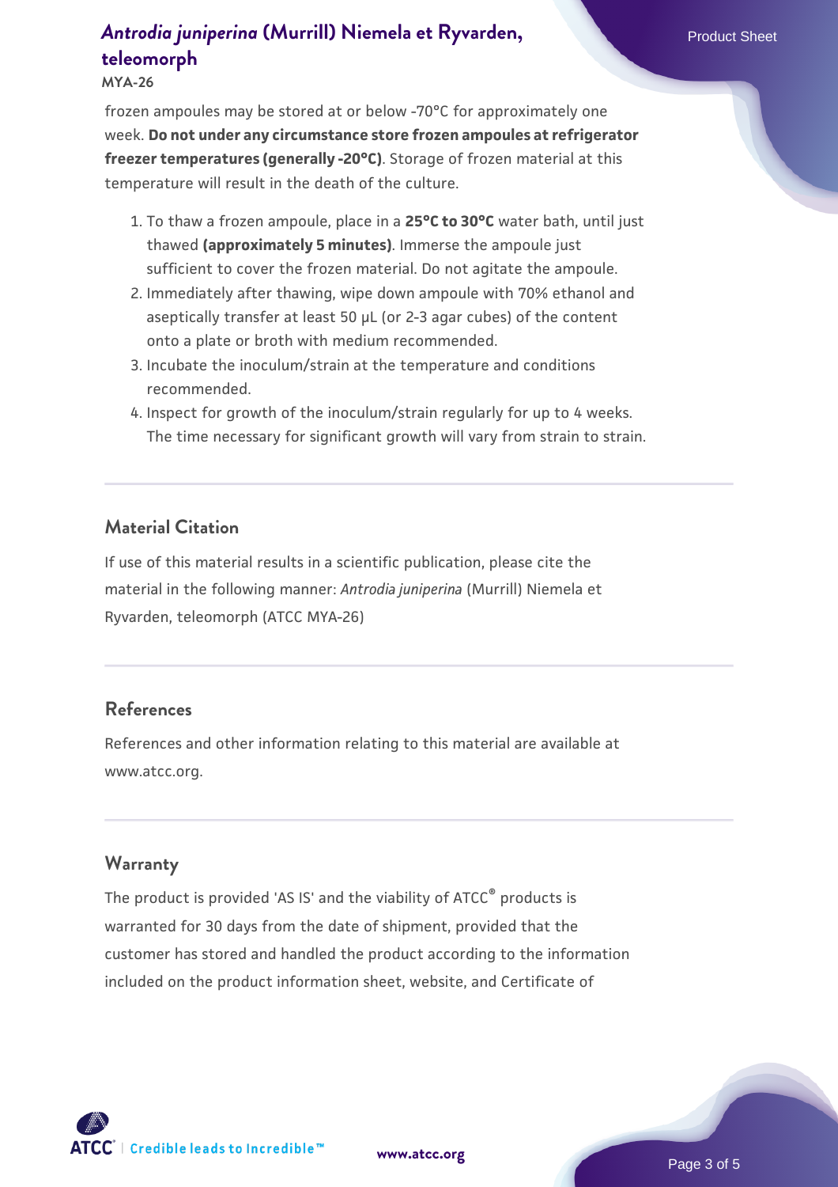frozen ampoules may be stored at or below -70°C for approximately one week. **Do not under any circumstance store frozen ampoules at refrigerator freezer temperatures (generally -20°C)**. Storage of frozen material at this temperature will result in the death of the culture.

1. To thaw a frozen ampoule, place in a **25°C to 30°C** water bath, until just thawed **(approximately 5 minutes)**. Immerse the ampoule just sufficient to cover the frozen material. Do not agitate the ampoule.
2. Immediately after thawing, wipe down ampoule with 70% ethanol and aseptically transfer at least 50 µL (or 2-3 agar cubes) of the content onto a plate or broth with medium recommended.
3. Incubate the inoculum/strain at the temperature and conditions recommended.
4. Inspect for growth of the inoculum/strain regularly for up to 4 weeks. The time necessary for significant growth will vary from strain to strain.

## Material Citation

If use of this material results in a scientific publication, please cite the material in the following manner: *Antrodia juniperina* (Murrill) Niemela et Ryvarden, teleomorph (ATCC MYA-26)

## References

References and other information relating to this material are available at www.atcc.org.

## Warranty

The product is provided 'AS IS' and the viability of ATCC® products is warranted for 30 days from the date of shipment, provided that the customer has stored and handled the product according to the information included on the product information sheet, website, and Certificate of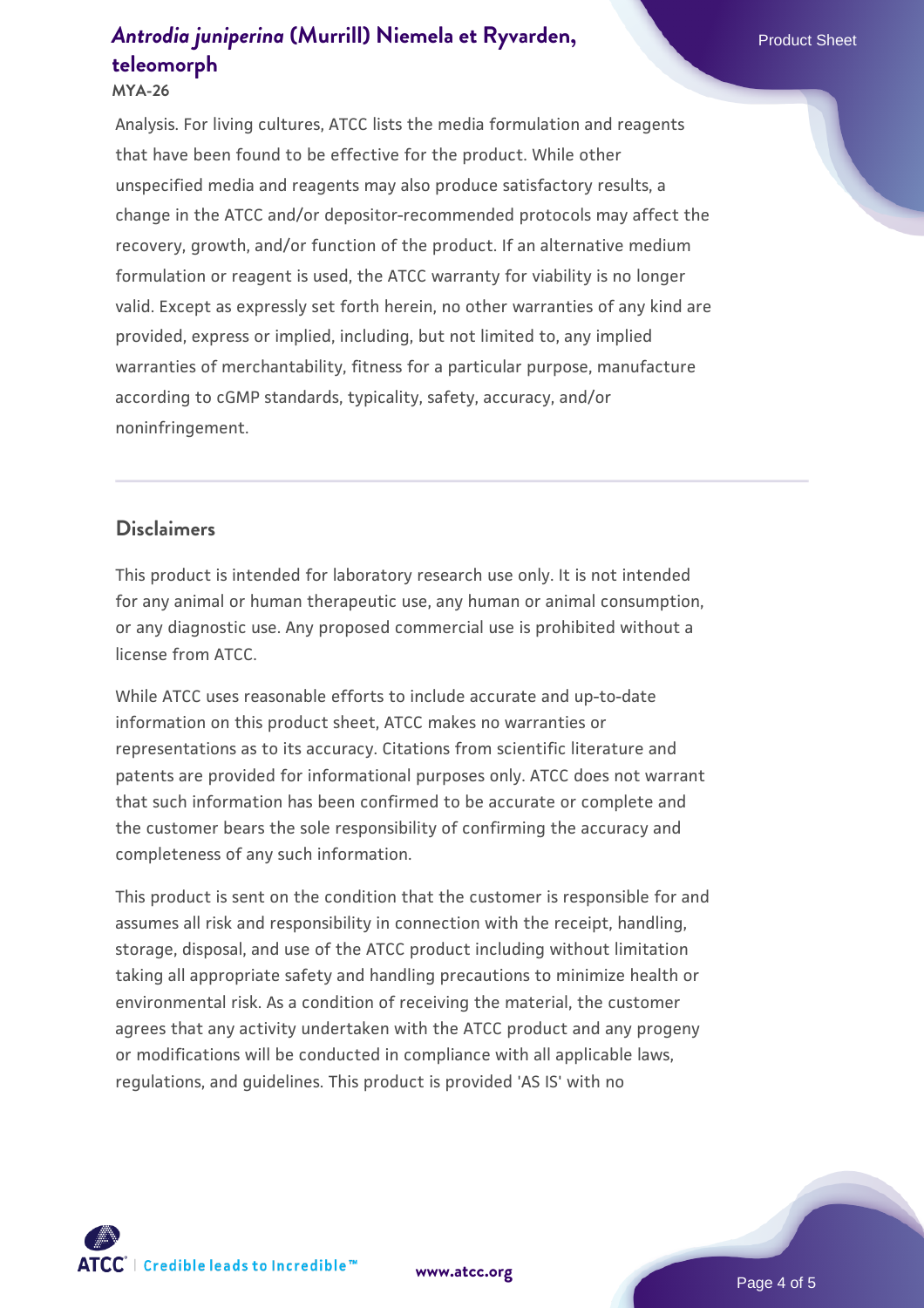Analysis. For living cultures, ATCC lists the media formulation and reagents that have been found to be effective for the product. While other unspecified media and reagents may also produce satisfactory results, a change in the ATCC and/or depositor-recommended protocols may affect the recovery, growth, and/or function of the product. If an alternative medium formulation or reagent is used, the ATCC warranty for viability is no longer valid. Except as expressly set forth herein, no other warranties of any kind are provided, express or implied, including, but not limited to, any implied warranties of merchantability, fitness for a particular purpose, manufacture according to cGMP standards, typicality, safety, accuracy, and/or noninfringement.

## Disclaimers

This product is intended for laboratory research use only. It is not intended for any animal or human therapeutic use, any human or animal consumption, or any diagnostic use. Any proposed commercial use is prohibited without a license from ATCC.

While ATCC uses reasonable efforts to include accurate and up-to-date information on this product sheet, ATCC makes no warranties or representations as to its accuracy. Citations from scientific literature and patents are provided for informational purposes only. ATCC does not warrant that such information has been confirmed to be accurate or complete and the customer bears the sole responsibility of confirming the accuracy and completeness of any such information.

This product is sent on the condition that the customer is responsible for and assumes all risk and responsibility in connection with the receipt, handling, storage, disposal, and use of the ATCC product including without limitation taking all appropriate safety and handling precautions to minimize health or environmental risk. As a condition of receiving the material, the customer agrees that any activity undertaken with the ATCC product and any progeny or modifications will be conducted in compliance with all applicable laws, regulations, and guidelines. This product is provided 'AS IS' with no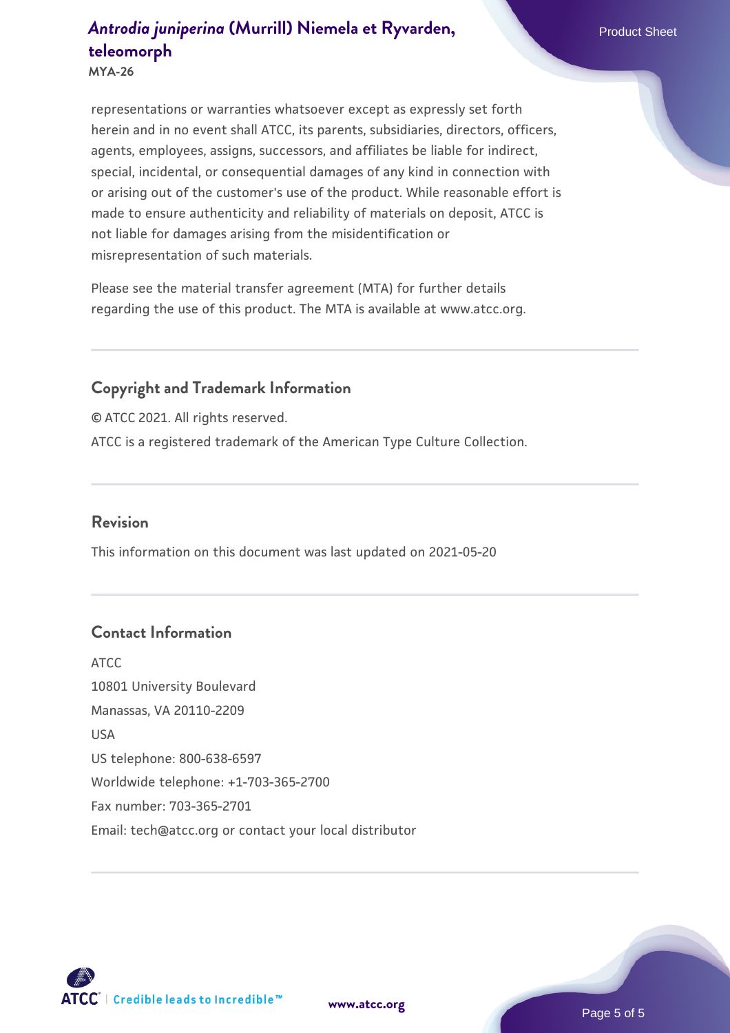representations or warranties whatsoever except as expressly set forth herein and in no event shall ATCC, its parents, subsidiaries, directors, officers, agents, employees, assigns, successors, and affiliates be liable for indirect, special, incidental, or consequential damages of any kind in connection with or arising out of the customer's use of the product. While reasonable effort is made to ensure authenticity and reliability of materials on deposit, ATCC is not liable for damages arising from the misidentification or misrepresentation of such materials.

Please see the material transfer agreement (MTA) for further details regarding the use of this product. The MTA is available at www.atcc.org.

## Copyright and Trademark Information

© ATCC 2021. All rights reserved.

ATCC is a registered trademark of the American Type Culture Collection.

## Revision

This information on this document was last updated on 2021-05-20

## Contact Information

ATCC
10801 University Boulevard
Manassas, VA 20110-2209
USA
US telephone: 800-638-6597
Worldwide telephone: +1-703-365-2700
Fax number: 703-365-2701
Email: tech@atcc.org or contact your local distributor